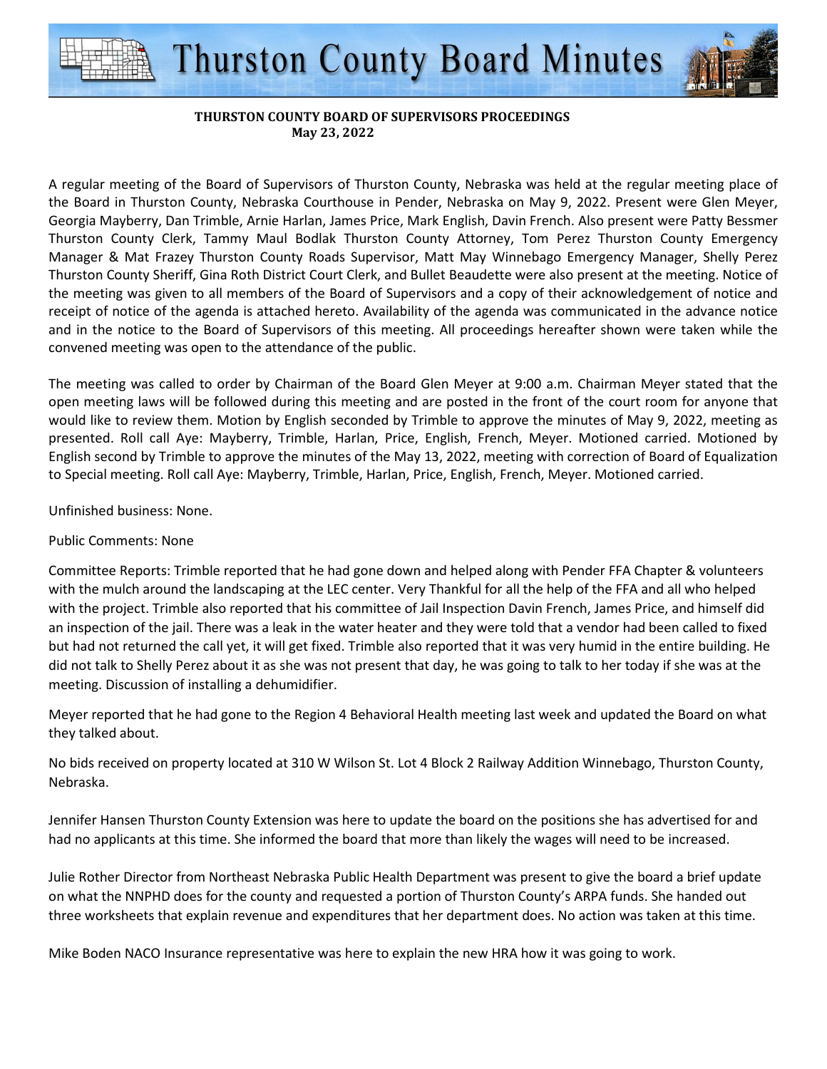# Thurston County Board Minutes

**THURSTON COUNTY BOARD OF SUPERVISORS PROCEEDINGS**
**May 23, 2022**

A regular meeting of the Board of Supervisors of Thurston County, Nebraska was held at the regular meeting place of the Board in Thurston County, Nebraska Courthouse in Pender, Nebraska on May 9, 2022. Present were Glen Meyer, Georgia Mayberry, Dan Trimble, Arnie Harlan, James Price, Mark English, Davin French. Also present were Patty Bessmer Thurston County Clerk, Tammy Maul Bodlak Thurston County Attorney, Tom Perez Thurston County Emergency Manager & Mat Frazey Thurston County Roads Supervisor, Matt May Winnebago Emergency Manager, Shelly Perez Thurston County Sheriff, Gina Roth District Court Clerk, and Bullet Beaudette were also present at the meeting. Notice of the meeting was given to all members of the Board of Supervisors and a copy of their acknowledgement of notice and receipt of notice of the agenda is attached hereto. Availability of the agenda was communicated in the advance notice and in the notice to the Board of Supervisors of this meeting. All proceedings hereafter shown were taken while the convened meeting was open to the attendance of the public.

The meeting was called to order by Chairman of the Board Glen Meyer at 9:00 a.m. Chairman Meyer stated that the open meeting laws will be followed during this meeting and are posted in the front of the court room for anyone that would like to review them. Motion by English seconded by Trimble to approve the minutes of May 9, 2022, meeting as presented. Roll call Aye: Mayberry, Trimble, Harlan, Price, English, French, Meyer. Motioned carried. Motioned by English second by Trimble to approve the minutes of the May 13, 2022, meeting with correction of Board of Equalization to Special meeting. Roll call Aye: Mayberry, Trimble, Harlan, Price, English, French, Meyer. Motioned carried.

Unfinished business: None.

Public Comments: None

Committee Reports: Trimble reported that he had gone down and helped along with Pender FFA Chapter & volunteers with the mulch around the landscaping at the LEC center. Very Thankful for all the help of the FFA and all who helped with the project. Trimble also reported that his committee of Jail Inspection Davin French, James Price, and himself did an inspection of the jail. There was a leak in the water heater and they were told that a vendor had been called to fixed but had not returned the call yet, it will get fixed. Trimble also reported that it was very humid in the entire building. He did not talk to Shelly Perez about it as she was not present that day, he was going to talk to her today if she was at the meeting. Discussion of installing a dehumidifier.

Meyer reported that he had gone to the Region 4 Behavioral Health meeting last week and updated the Board on what they talked about.

No bids received on property located at 310 W Wilson St. Lot 4 Block 2 Railway Addition Winnebago, Thurston County, Nebraska.

Jennifer Hansen Thurston County Extension was here to update the board on the positions she has advertised for and had no applicants at this time. She informed the board that more than likely the wages will need to be increased.

Julie Rother Director from Northeast Nebraska Public Health Department was present to give the board a brief update on what the NNPHD does for the county and requested a portion of Thurston County's ARPA funds. She handed out three worksheets that explain revenue and expenditures that her department does. No action was taken at this time.

Mike Boden NACO Insurance representative was here to explain the new HRA how it was going to work.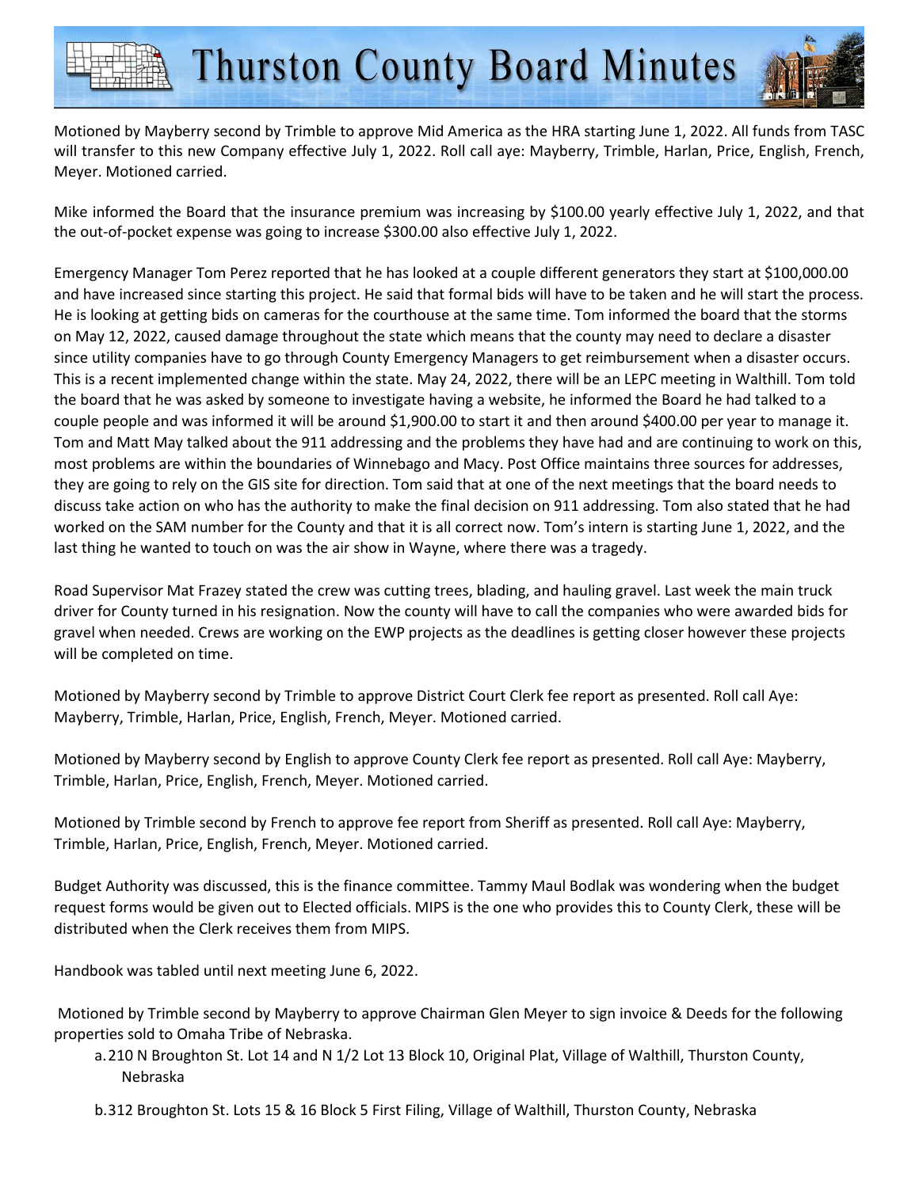Motioned by Mayberry second by Trimble to approve Mid America as the HRA starting June 1, 2022. All funds from TASC will transfer to this new Company effective July 1, 2022. Roll call aye: Mayberry, Trimble, Harlan, Price, English, French, Meyer. Motioned carried.

Mike informed the Board that the insurance premium was increasing by $100.00 yearly effective July 1, 2022, and that the out-of-pocket expense was going to increase $300.00 also effective July 1, 2022.

Emergency Manager Tom Perez reported that he has looked at a couple different generators they start at $100,000.00 and have increased since starting this project. He said that formal bids will have to be taken and he will start the process. He is looking at getting bids on cameras for the courthouse at the same time. Tom informed the board that the storms on May 12, 2022, caused damage throughout the state which means that the county may need to declare a disaster since utility companies have to go through County Emergency Managers to get reimbursement when a disaster occurs. This is a recent implemented change within the state. May 24, 2022, there will be an LEPC meeting in Walthill. Tom told the board that he was asked by someone to investigate having a website, he informed the Board he had talked to a couple people and was informed it will be around $1,900.00 to start it and then around $400.00 per year to manage it. Tom and Matt May talked about the 911 addressing and the problems they have had and are continuing to work on this, most problems are within the boundaries of Winnebago and Macy. Post Office maintains three sources for addresses, they are going to rely on the GIS site for direction. Tom said that at one of the next meetings that the board needs to discuss take action on who has the authority to make the final decision on 911 addressing. Tom also stated that he had worked on the SAM number for the County and that it is all correct now. Tom's intern is starting June 1, 2022, and the last thing he wanted to touch on was the air show in Wayne, where there was a tragedy.

Road Supervisor Mat Frazey stated the crew was cutting trees, blading, and hauling gravel. Last week the main truck driver for County turned in his resignation. Now the county will have to call the companies who were awarded bids for gravel when needed. Crews are working on the EWP projects as the deadlines is getting closer however these projects will be completed on time.

Motioned by Mayberry second by Trimble to approve District Court Clerk fee report as presented. Roll call Aye: Mayberry, Trimble, Harlan, Price, English, French, Meyer. Motioned carried.

Motioned by Mayberry second by English to approve County Clerk fee report as presented. Roll call Aye: Mayberry, Trimble, Harlan, Price, English, French, Meyer. Motioned carried.

Motioned by Trimble second by French to approve fee report from Sheriff as presented. Roll call Aye: Mayberry, Trimble, Harlan, Price, English, French, Meyer. Motioned carried.

Budget Authority was discussed, this is the finance committee. Tammy Maul Bodlak was wondering when the budget request forms would be given out to Elected officials. MIPS is the one who provides this to County Clerk, these will be distributed when the Clerk receives them from MIPS.

Handbook was tabled until next meeting June 6, 2022.

Motioned by Trimble second by Mayberry to approve Chairman Glen Meyer to sign invoice & Deeds for the following properties sold to Omaha Tribe of Nebraska.

a. 210 N Broughton St. Lot 14 and N 1/2 Lot 13 Block 10, Original Plat, Village of Walthill, Thurston County, Nebraska

b. 312 Broughton St. Lots 15 & 16 Block 5 First Filing, Village of Walthill, Thurston County, Nebraska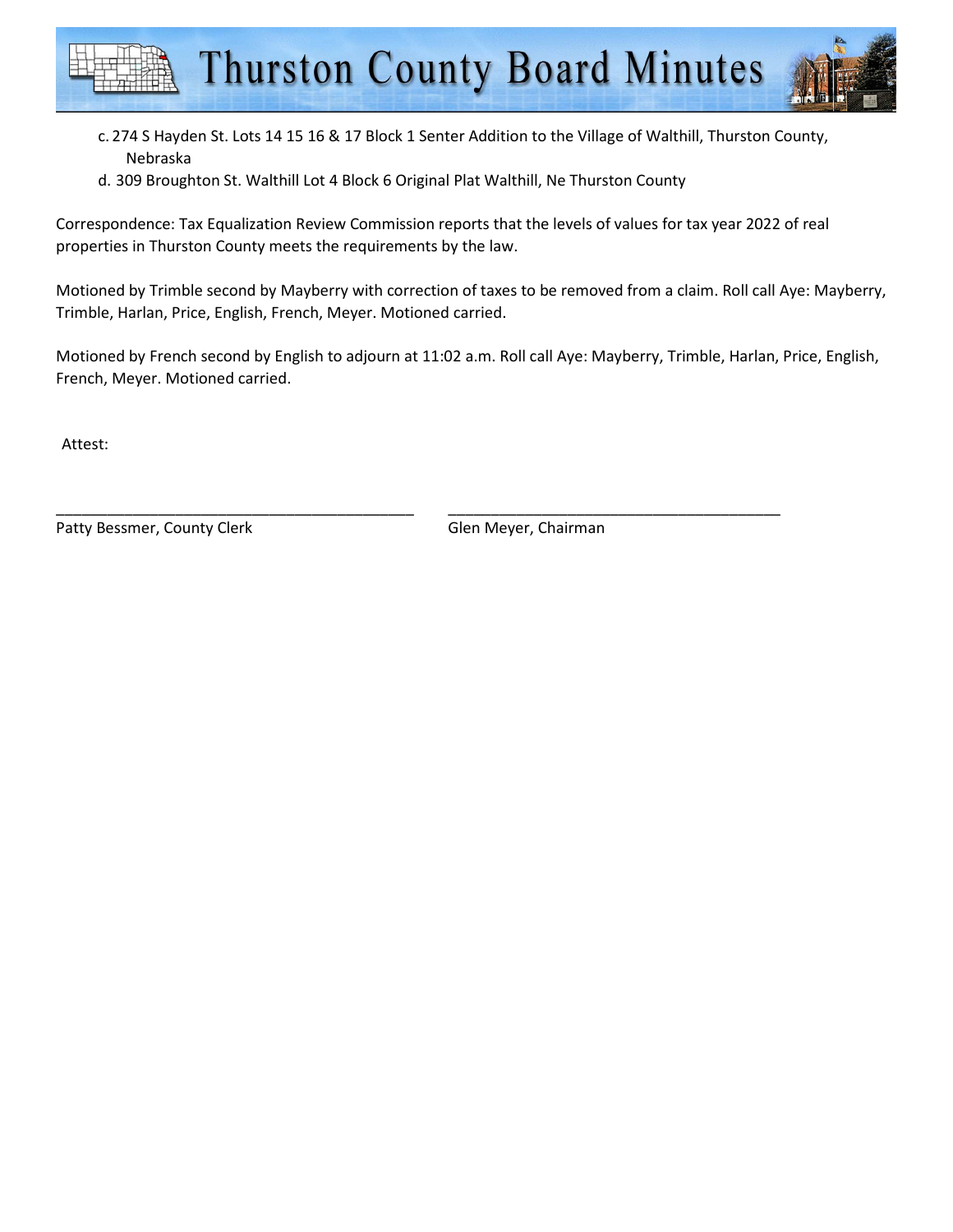c. 274 S Hayden St. Lots 14 15 16 & 17 Block 1 Senter Addition to the Village of Walthill, Thurston County, Nebraska

d. 309 Broughton St. Walthill Lot 4 Block 6 Original Plat Walthill, Ne Thurston County

Correspondence: Tax Equalization Review Commission reports that the levels of values for tax year 2022 of real properties in Thurston County meets the requirements by the law.

Motioned by Trimble second by Mayberry with correction of taxes to be removed from a claim. Roll call Aye: Mayberry, Trimble, Harlan, Price, English, French, Meyer. Motioned carried.

Motioned by French second by English to adjourn at 11:02 a.m. Roll call Aye: Mayberry, Trimble, Harlan, Price, English, French, Meyer. Motioned carried.

Attest:

\_\_\_\_\_\_\_\_\_\_\_\_\_\_\_\_\_\_\_\_\_\_\_\_\_\_\_\_\_\_\_\_\_\_\_\_\_\_\_\_ \_\_\_\_\_\_\_\_\_\_\_\_\_\_\_\_\_\_\_\_\_\_\_\_\_\_\_\_\_\_\_\_\_\_\_\_\_\_\_\_

Patty Bessmer, County Clerk Glen Meyer, Chairman